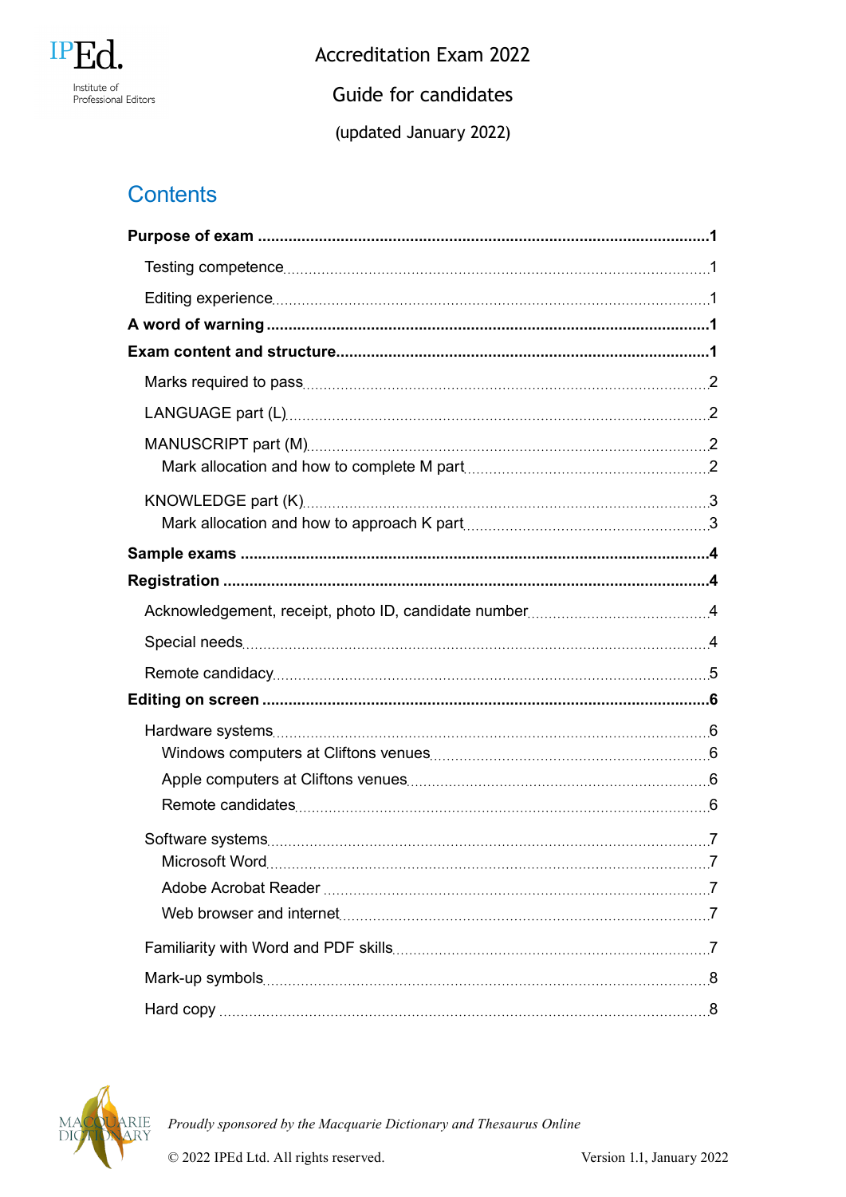IPEd
Institute of Professional Editors

# Accreditation Exam 2022

## Guide for candidates

(updated January 2022)

## Contents

**Purpose of exam** .................................................. **1**

- Testing competence .................................................. 1
- Editing experience .................................................. 1

**A word of warning** .................................................. **1**

**Exam content and structure** .................................................. **1**

- Marks required to pass .................................................. 2
- LANGUAGE part (L) .................................................. 2
- MANUSCRIPT part (M) .................................................. 2
  - Mark allocation and how to complete M part .................................................. 2
- KNOWLEDGE part (K) .................................................. 3
  - Mark allocation and how to approach K part .................................................. 3

**Sample exams** .................................................. **4**

**Registration** .................................................. **4**

- Acknowledgement, receipt, photo ID, candidate number .................................................. 4
- Special needs .................................................. 4
- Remote candidacy .................................................. 5

**Editing on screen** .................................................. **6**

- Hardware systems .................................................. 6
  - Windows computers at Cliftons venues .................................................. 6
  - Apple computers at Cliftons venues .................................................. 6
  - Remote candidates .................................................. 6
- Software systems .................................................. 7
  - Microsoft Word .................................................. 7
  - Adobe Acrobat Reader .................................................. 7
  - Web browser and internet .................................................. 7
- Familiarity with Word and PDF skills .................................................. 7
- Mark-up symbols .................................................. 8
- Hard copy .................................................. 8

MACQUARIE DICTIONARY

*Proudly sponsored by the Macquarie Dictionary and Thesaurus Online*

© 2022 IPEd Ltd. All rights reserved.

Version 1.1, January 2022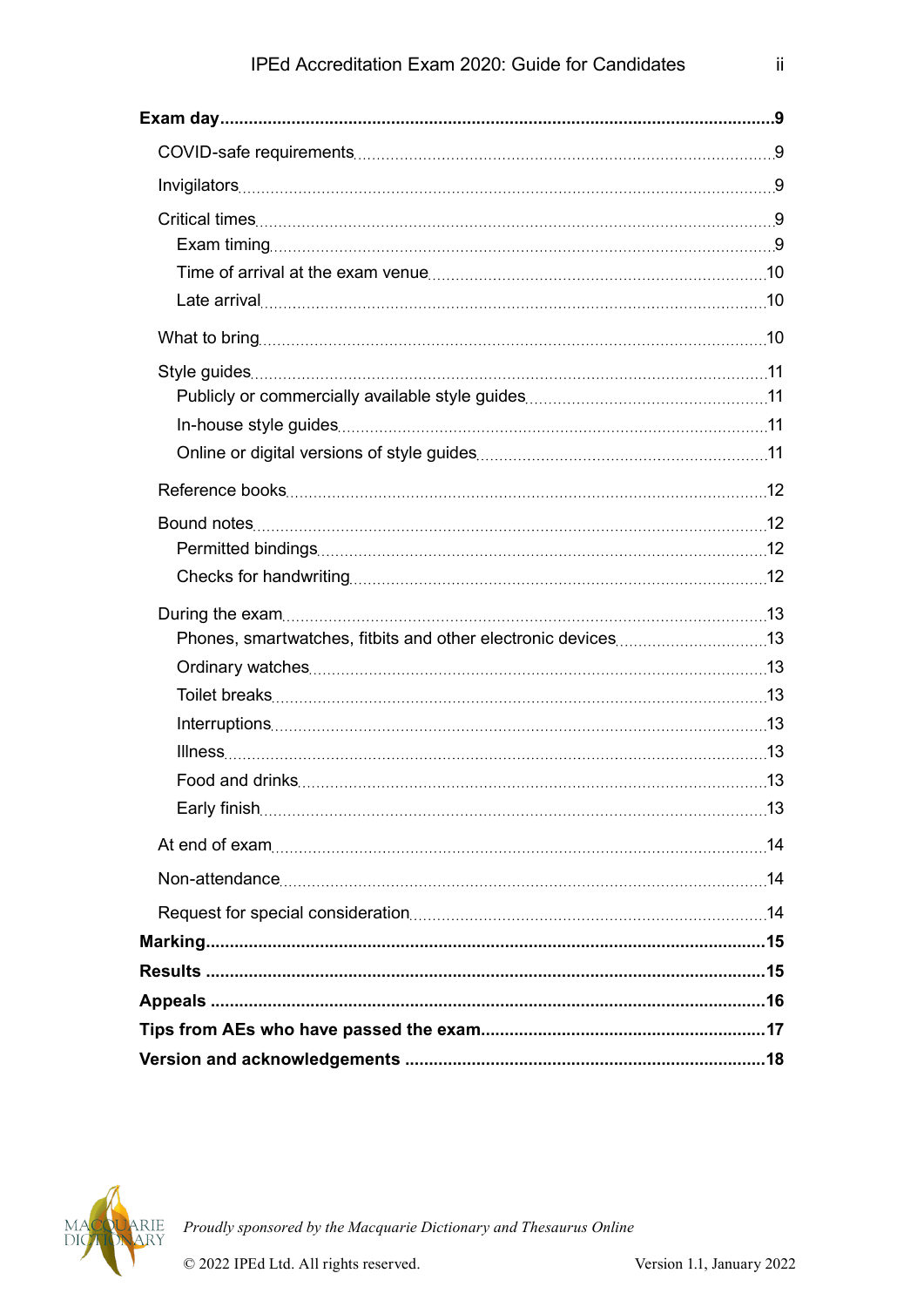**Exam day** .......... 9

- COVID-safe requirements .......... 9
- Invigilators .......... 9
- Critical times .......... 9
  - Exam timing .......... 9
  - Time of arrival at the exam venue .......... 10
  - Late arrival .......... 10
- What to bring .......... 10
- Style guides .......... 11
  - Publicly or commercially available style guides .......... 11
  - In-house style guides .......... 11
  - Online or digital versions of style guides .......... 11
- Reference books .......... 12
- Bound notes .......... 12
  - Permitted bindings .......... 12
  - Checks for handwriting .......... 12
- During the exam .......... 13
  - Phones, smartwatches, fitbits and other electronic devices .......... 13
  - Ordinary watches .......... 13
  - Toilet breaks .......... 13
  - Interruptions .......... 13
  - Illness .......... 13
  - Food and drinks .......... 13
  - Early finish .......... 13
- At end of exam .......... 14
- Non-attendance .......... 14
- Request for special consideration .......... 14

**Marking** .......... 15

**Results** .......... 15

**Appeals** .......... 16

**Tips from AEs who have passed the exam** .......... 17

**Version and acknowledgements** .......... 18

*Proudly sponsored by the Macquarie Dictionary and Thesaurus Online*

© 2022 IPEd Ltd. All rights reserved. Version 1.1, January 2022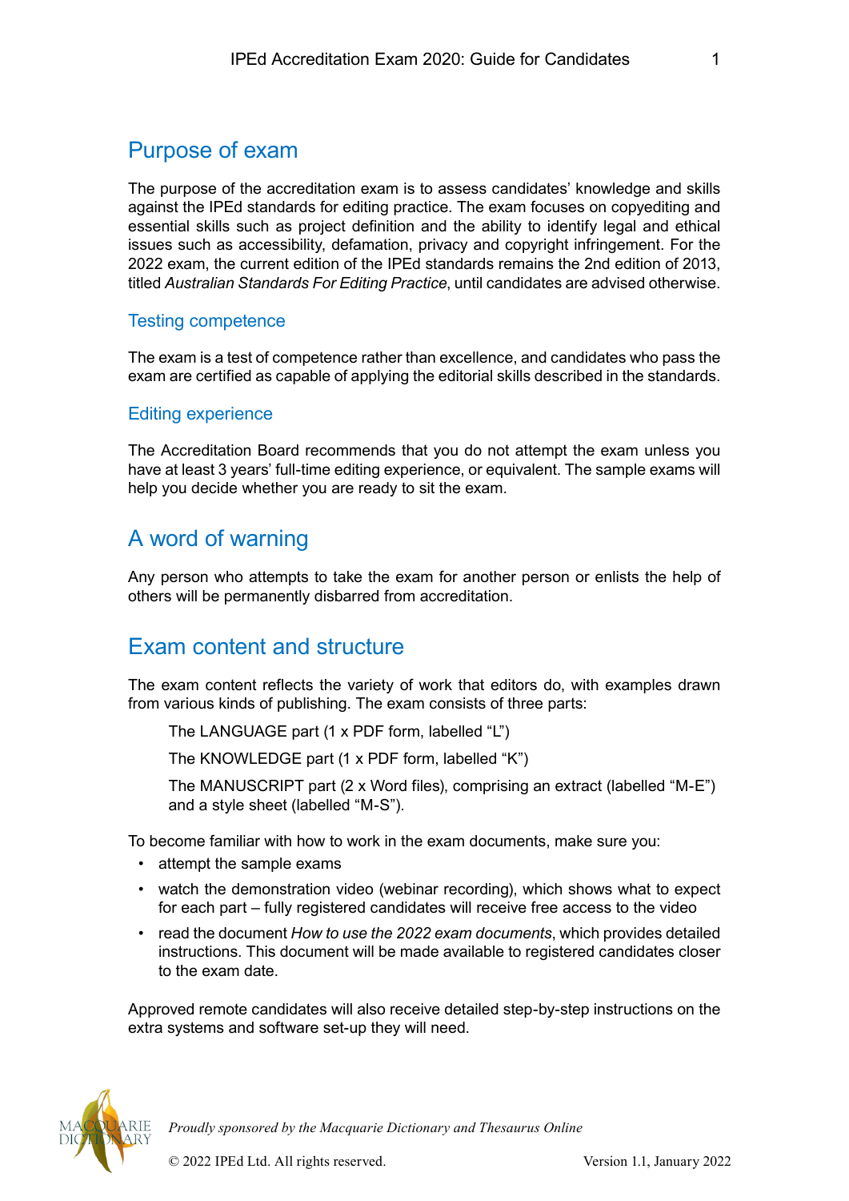## Purpose of exam

The purpose of the accreditation exam is to assess candidates' knowledge and skills against the IPEd standards for editing practice. The exam focuses on copyediting and essential skills such as project definition and the ability to identify legal and ethical issues such as accessibility, defamation, privacy and copyright infringement. For the 2022 exam, the current edition of the IPEd standards remains the 2nd edition of 2013, titled *Australian Standards For Editing Practice*, until candidates are advised otherwise.

### Testing competence

The exam is a test of competence rather than excellence, and candidates who pass the exam are certified as capable of applying the editorial skills described in the standards.

### Editing experience

The Accreditation Board recommends that you do not attempt the exam unless you have at least 3 years' full-time editing experience, or equivalent. The sample exams will help you decide whether you are ready to sit the exam.

## A word of warning

Any person who attempts to take the exam for another person or enlists the help of others will be permanently disbarred from accreditation.

## Exam content and structure

The exam content reflects the variety of work that editors do, with examples drawn from various kinds of publishing. The exam consists of three parts:

The LANGUAGE part (1 x PDF form, labelled "L")

The KNOWLEDGE part (1 x PDF form, labelled "K")

The MANUSCRIPT part (2 x Word files), comprising an extract (labelled "M-E") and a style sheet (labelled "M-S").

To become familiar with how to work in the exam documents, make sure you:

- attempt the sample exams
- watch the demonstration video (webinar recording), which shows what to expect for each part – fully registered candidates will receive free access to the video
- read the document *How to use the 2022 exam documents*, which provides detailed instructions. This document will be made available to registered candidates closer to the exam date.

Approved remote candidates will also receive detailed step-by-step instructions on the extra systems and software set-up they will need.

*Proudly sponsored by the Macquarie Dictionary and Thesaurus Online*

© 2022 IPEd Ltd. All rights reserved. Version 1.1, January 2022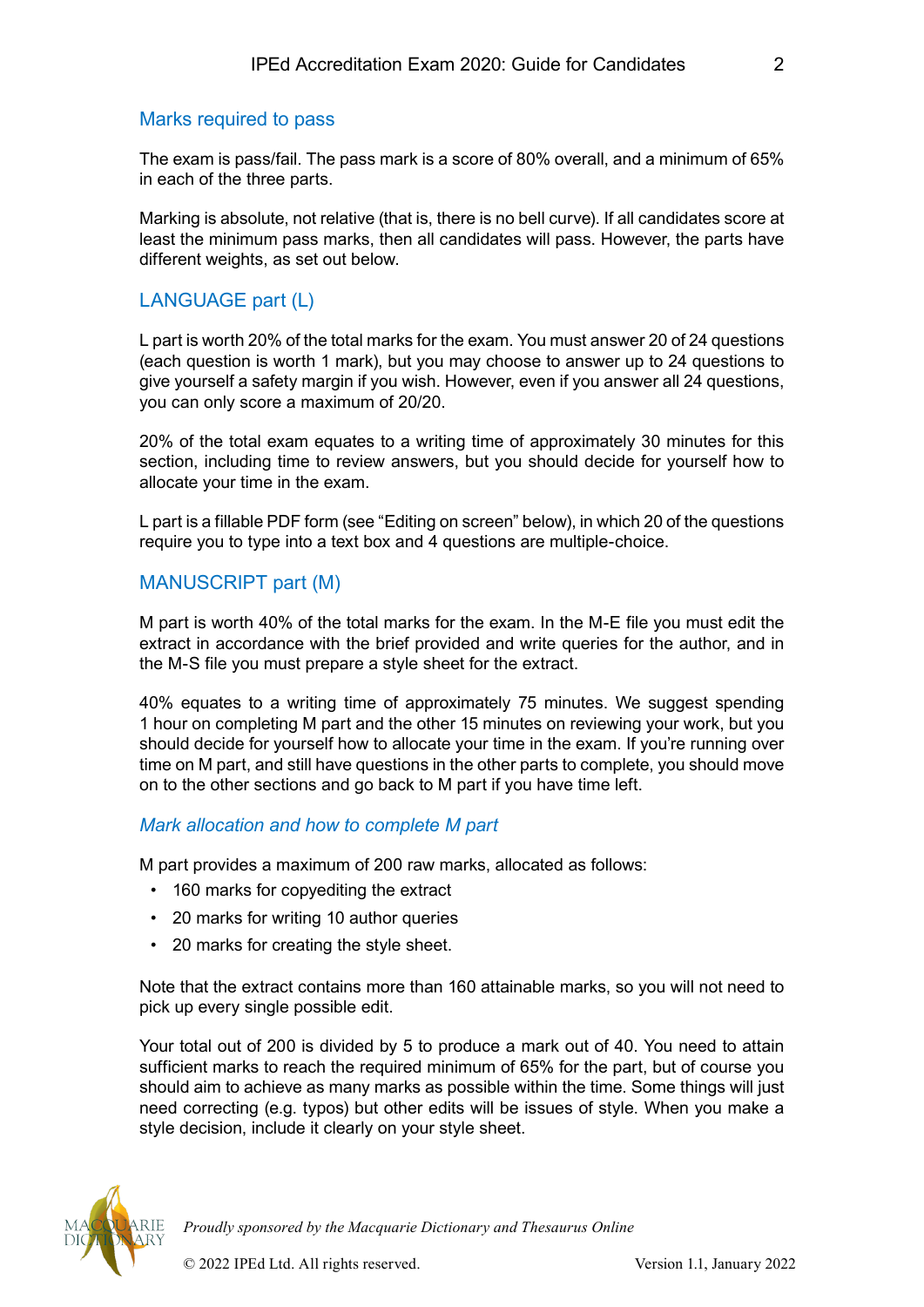## Marks required to pass

The exam is pass/fail. The pass mark is a score of 80% overall, and a minimum of 65% in each of the three parts.

Marking is absolute, not relative (that is, there is no bell curve). If all candidates score at least the minimum pass marks, then all candidates will pass. However, the parts have different weights, as set out below.

## LANGUAGE part (L)

L part is worth 20% of the total marks for the exam. You must answer 20 of 24 questions (each question is worth 1 mark), but you may choose to answer up to 24 questions to give yourself a safety margin if you wish. However, even if you answer all 24 questions, you can only score a maximum of 20/20.

20% of the total exam equates to a writing time of approximately 30 minutes for this section, including time to review answers, but you should decide for yourself how to allocate your time in the exam.

L part is a fillable PDF form (see "Editing on screen" below), in which 20 of the questions require you to type into a text box and 4 questions are multiple-choice.

## MANUSCRIPT part (M)

M part is worth 40% of the total marks for the exam. In the M-E file you must edit the extract in accordance with the brief provided and write queries for the author, and in the M-S file you must prepare a style sheet for the extract.

40% equates to a writing time of approximately 75 minutes. We suggest spending 1 hour on completing M part and the other 15 minutes on reviewing your work, but you should decide for yourself how to allocate your time in the exam. If you're running over time on M part, and still have questions in the other parts to complete, you should move on to the other sections and go back to M part if you have time left.

### *Mark allocation and how to complete M part*

M part provides a maximum of 200 raw marks, allocated as follows:

- 160 marks for copyediting the extract
- 20 marks for writing 10 author queries
- 20 marks for creating the style sheet.

Note that the extract contains more than 160 attainable marks, so you will not need to pick up every single possible edit.

Your total out of 200 is divided by 5 to produce a mark out of 40. You need to attain sufficient marks to reach the required minimum of 65% for the part, but of course you should aim to achieve as many marks as possible within the time. Some things will just need correcting (e.g. typos) but other edits will be issues of style. When you make a style decision, include it clearly on your style sheet.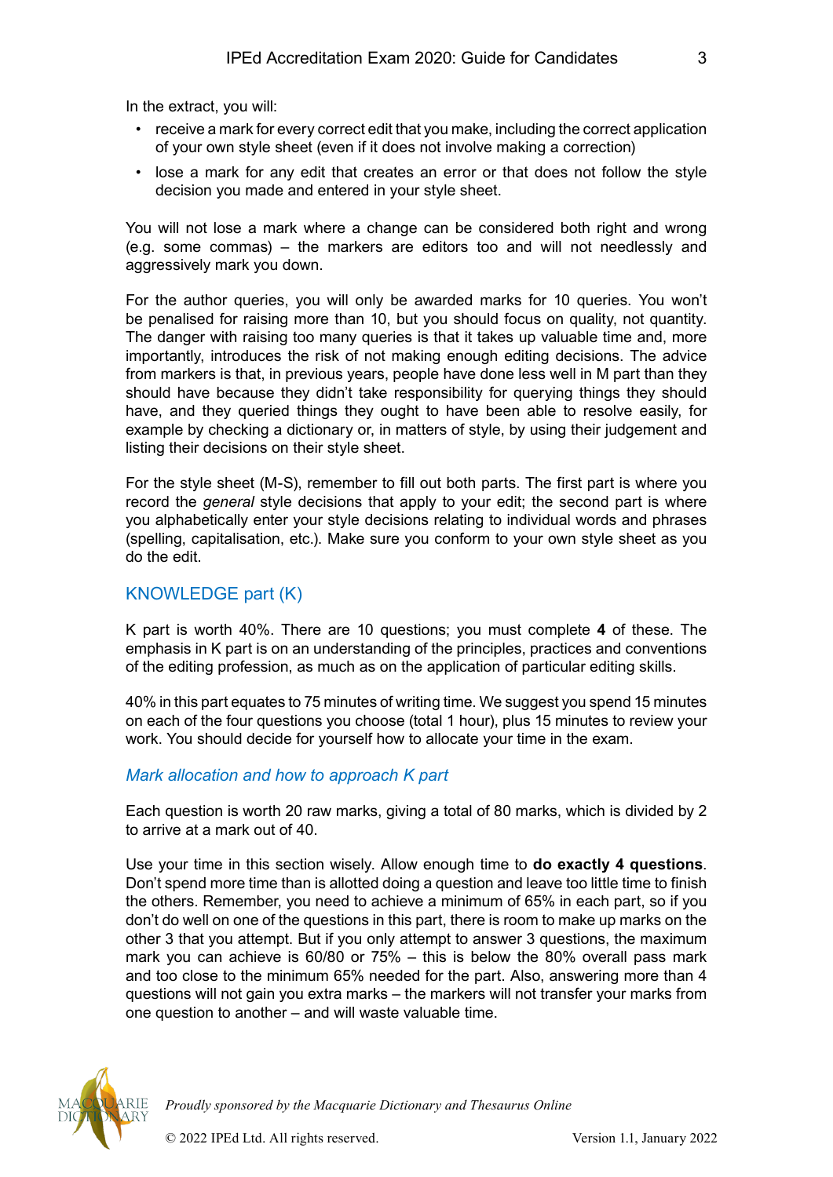In the extract, you will:

- receive a mark for every correct edit that you make, including the correct application of your own style sheet (even if it does not involve making a correction)
- lose a mark for any edit that creates an error or that does not follow the style decision you made and entered in your style sheet.

You will not lose a mark where a change can be considered both right and wrong (e.g. some commas) – the markers are editors too and will not needlessly and aggressively mark you down.

For the author queries, you will only be awarded marks for 10 queries. You won't be penalised for raising more than 10, but you should focus on quality, not quantity. The danger with raising too many queries is that it takes up valuable time and, more importantly, introduces the risk of not making enough editing decisions. The advice from markers is that, in previous years, people have done less well in M part than they should have because they didn't take responsibility for querying things they should have, and they queried things they ought to have been able to resolve easily, for example by checking a dictionary or, in matters of style, by using their judgement and listing their decisions on their style sheet.

For the style sheet (M-S), remember to fill out both parts. The first part is where you record the *general* style decisions that apply to your edit; the second part is where you alphabetically enter your style decisions relating to individual words and phrases (spelling, capitalisation, etc.). Make sure you conform to your own style sheet as you do the edit.

## KNOWLEDGE part (K)

K part is worth 40%. There are 10 questions; you must complete **4** of these. The emphasis in K part is on an understanding of the principles, practices and conventions of the editing profession, as much as on the application of particular editing skills.

40% in this part equates to 75 minutes of writing time. We suggest you spend 15 minutes on each of the four questions you choose (total 1 hour), plus 15 minutes to review your work. You should decide for yourself how to allocate your time in the exam.

### *Mark allocation and how to approach K part*

Each question is worth 20 raw marks, giving a total of 80 marks, which is divided by 2 to arrive at a mark out of 40.

Use your time in this section wisely. Allow enough time to **do exactly 4 questions**. Don't spend more time than is allotted doing a question and leave too little time to finish the others. Remember, you need to achieve a minimum of 65% in each part, so if you don't do well on one of the questions in this part, there is room to make up marks on the other 3 that you attempt. But if you only attempt to answer 3 questions, the maximum mark you can achieve is 60/80 or 75% – this is below the 80% overall pass mark and too close to the minimum 65% needed for the part. Also, answering more than 4 questions will not gain you extra marks – the markers will not transfer your marks from one question to another – and will waste valuable time.

*Proudly sponsored by the Macquarie Dictionary and Thesaurus Online*

© 2022 IPEd Ltd. All rights reserved. Version 1.1, January 2022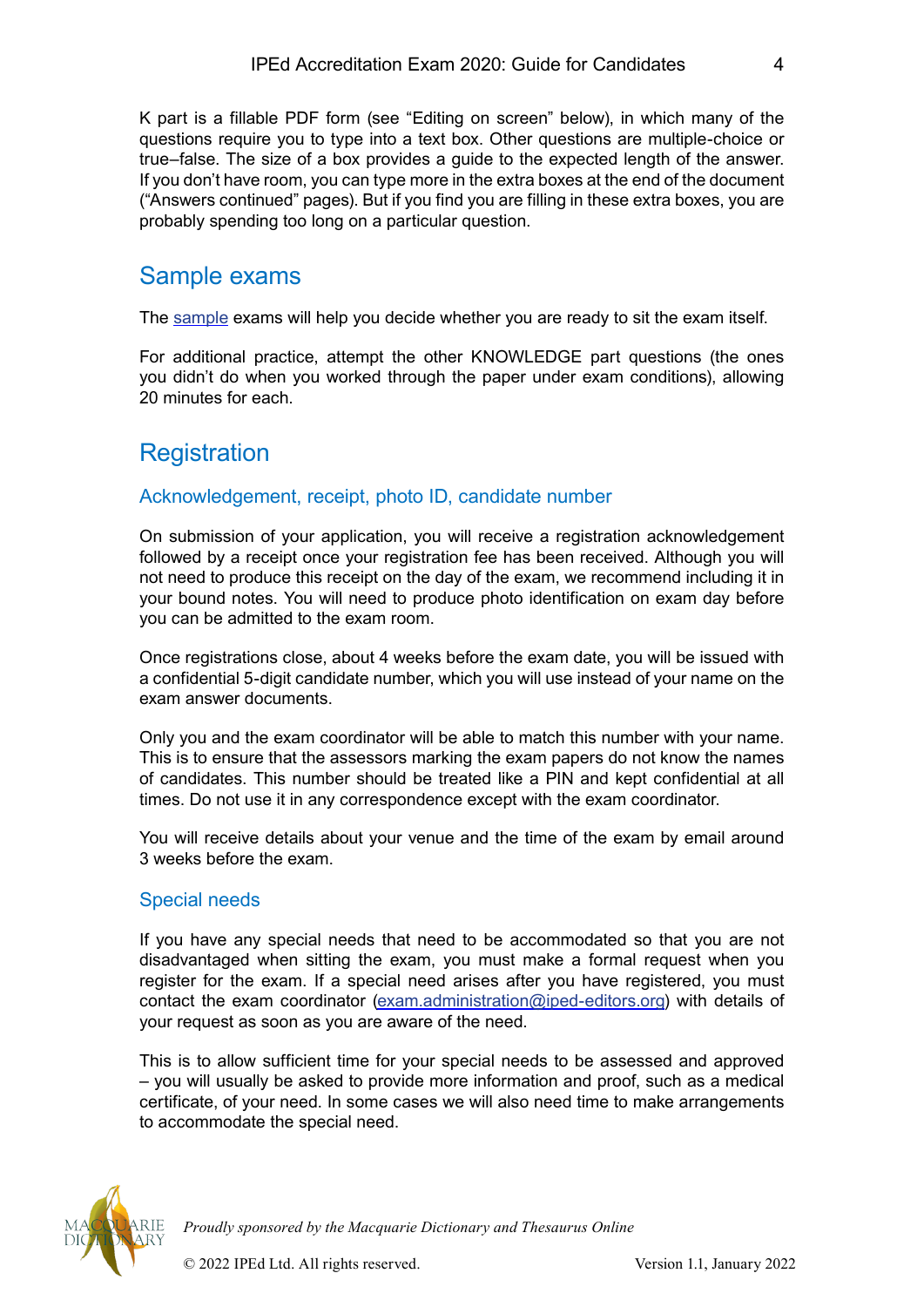K part is a fillable PDF form (see "Editing on screen" below), in which many of the questions require you to type into a text box. Other questions are multiple-choice or true–false. The size of a box provides a guide to the expected length of the answer. If you don't have room, you can type more in the extra boxes at the end of the document ("Answers continued" pages). But if you find you are filling in these extra boxes, you are probably spending too long on a particular question.

## Sample exams

The sample exams will help you decide whether you are ready to sit the exam itself.

For additional practice, attempt the other KNOWLEDGE part questions (the ones you didn't do when you worked through the paper under exam conditions), allowing 20 minutes for each.

## Registration

### Acknowledgement, receipt, photo ID, candidate number

On submission of your application, you will receive a registration acknowledgement followed by a receipt once your registration fee has been received. Although you will not need to produce this receipt on the day of the exam, we recommend including it in your bound notes. You will need to produce photo identification on exam day before you can be admitted to the exam room.

Once registrations close, about 4 weeks before the exam date, you will be issued with a confidential 5-digit candidate number, which you will use instead of your name on the exam answer documents.

Only you and the exam coordinator will be able to match this number with your name. This is to ensure that the assessors marking the exam papers do not know the names of candidates. This number should be treated like a PIN and kept confidential at all times. Do not use it in any correspondence except with the exam coordinator.

You will receive details about your venue and the time of the exam by email around 3 weeks before the exam.

### Special needs

If you have any special needs that need to be accommodated so that you are not disadvantaged when sitting the exam, you must make a formal request when you register for the exam. If a special need arises after you have registered, you must contact the exam coordinator (exam.administration@iped-editors.org) with details of your request as soon as you are aware of the need.

This is to allow sufficient time for your special needs to be assessed and approved – you will usually be asked to provide more information and proof, such as a medical certificate, of your need. In some cases we will also need time to make arrangements to accommodate the special need.

*Proudly sponsored by the Macquarie Dictionary and Thesaurus Online*

© 2022 IPEd Ltd. All rights reserved. Version 1.1, January 2022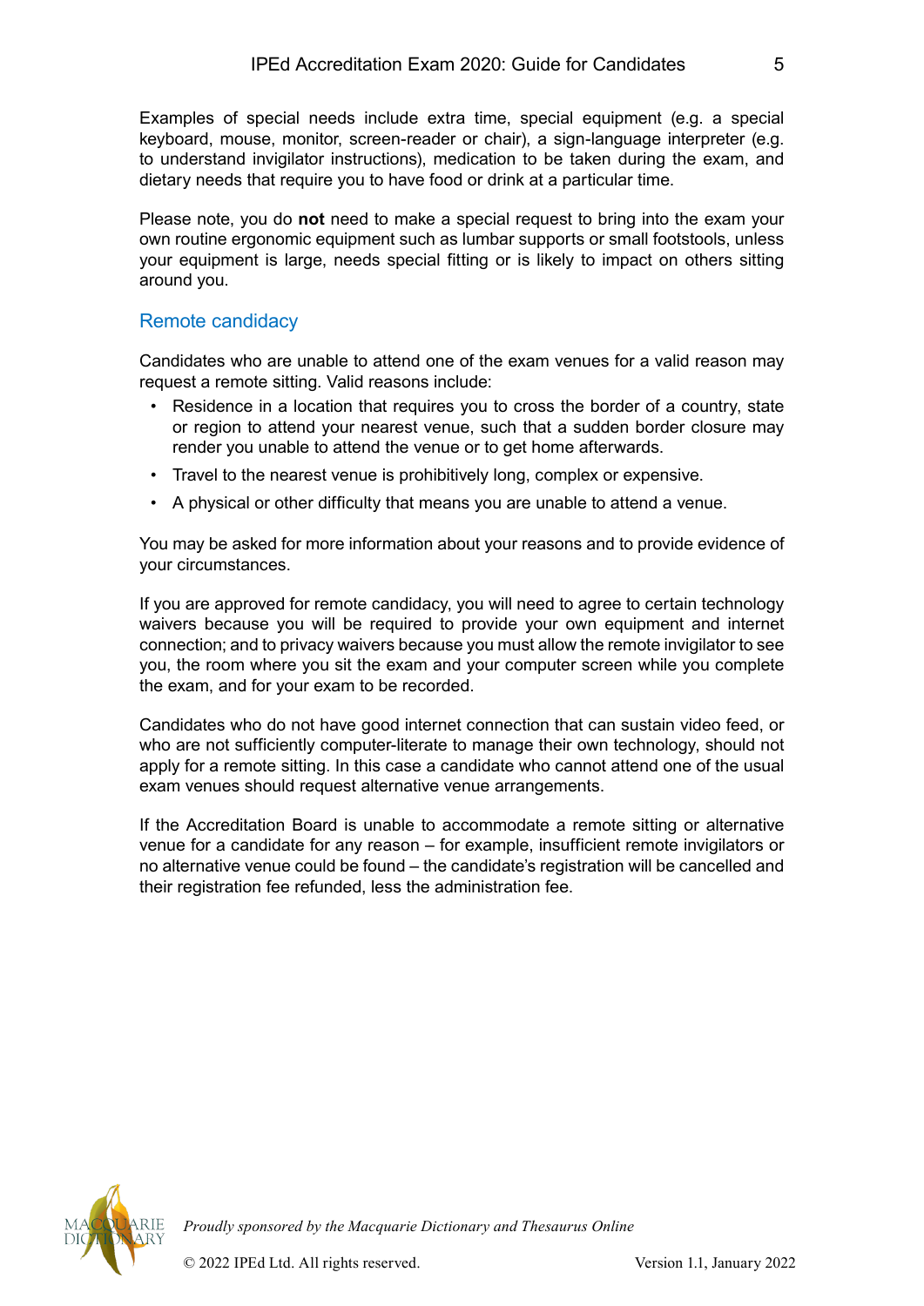Examples of special needs include extra time, special equipment (e.g. a special keyboard, mouse, monitor, screen-reader or chair), a sign-language interpreter (e.g. to understand invigilator instructions), medication to be taken during the exam, and dietary needs that require you to have food or drink at a particular time.

Please note, you do **not** need to make a special request to bring into the exam your own routine ergonomic equipment such as lumbar supports or small footstools, unless your equipment is large, needs special fitting or is likely to impact on others sitting around you.

## Remote candidacy

Candidates who are unable to attend one of the exam venues for a valid reason may request a remote sitting. Valid reasons include:

- Residence in a location that requires you to cross the border of a country, state or region to attend your nearest venue, such that a sudden border closure may render you unable to attend the venue or to get home afterwards.
- Travel to the nearest venue is prohibitively long, complex or expensive.
- A physical or other difficulty that means you are unable to attend a venue.

You may be asked for more information about your reasons and to provide evidence of your circumstances.

If you are approved for remote candidacy, you will need to agree to certain technology waivers because you will be required to provide your own equipment and internet connection; and to privacy waivers because you must allow the remote invigilator to see you, the room where you sit the exam and your computer screen while you complete the exam, and for your exam to be recorded.

Candidates who do not have good internet connection that can sustain video feed, or who are not sufficiently computer-literate to manage their own technology, should not apply for a remote sitting. In this case a candidate who cannot attend one of the usual exam venues should request alternative venue arrangements.

If the Accreditation Board is unable to accommodate a remote sitting or alternative venue for a candidate for any reason – for example, insufficient remote invigilators or no alternative venue could be found – the candidate's registration will be cancelled and their registration fee refunded, less the administration fee.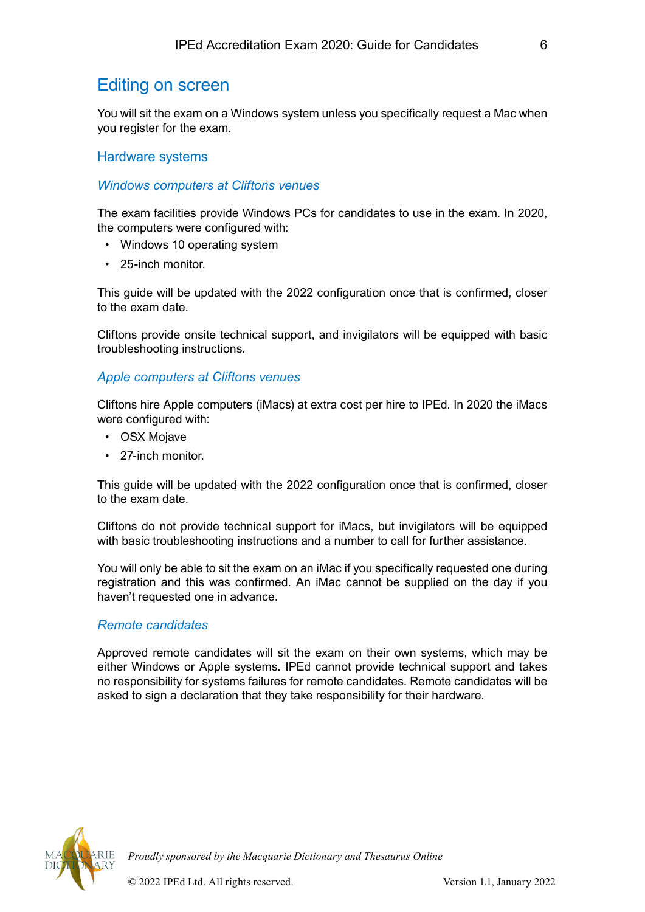# Editing on screen

You will sit the exam on a Windows system unless you specifically request a Mac when you register for the exam.

## Hardware systems

### *Windows computers at Cliftons venues*

The exam facilities provide Windows PCs for candidates to use in the exam. In 2020, the computers were configured with:

- Windows 10 operating system
- 25-inch monitor.

This guide will be updated with the 2022 configuration once that is confirmed, closer to the exam date.

Cliftons provide onsite technical support, and invigilators will be equipped with basic troubleshooting instructions.

### *Apple computers at Cliftons venues*

Cliftons hire Apple computers (iMacs) at extra cost per hire to IPEd. In 2020 the iMacs were configured with:

- OSX Mojave
- 27-inch monitor.

This guide will be updated with the 2022 configuration once that is confirmed, closer to the exam date.

Cliftons do not provide technical support for iMacs, but invigilators will be equipped with basic troubleshooting instructions and a number to call for further assistance.

You will only be able to sit the exam on an iMac if you specifically requested one during registration and this was confirmed. An iMac cannot be supplied on the day if you haven't requested one in advance.

### *Remote candidates*

Approved remote candidates will sit the exam on their own systems, which may be either Windows or Apple systems. IPEd cannot provide technical support and takes no responsibility for systems failures for remote candidates. Remote candidates will be asked to sign a declaration that they take responsibility for their hardware.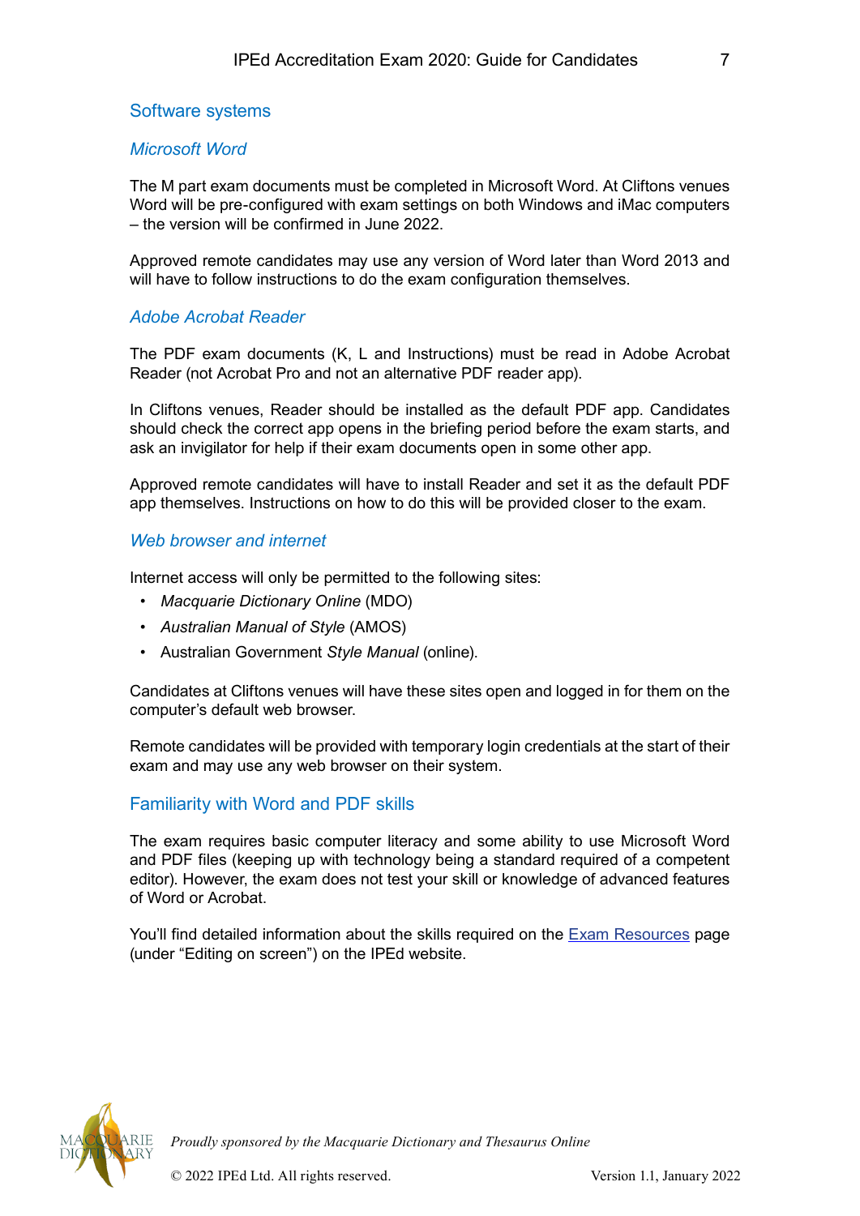## Software systems

### *Microsoft Word*

The M part exam documents must be completed in Microsoft Word. At Cliftons venues Word will be pre-configured with exam settings on both Windows and iMac computers – the version will be confirmed in June 2022.

Approved remote candidates may use any version of Word later than Word 2013 and will have to follow instructions to do the exam configuration themselves.

### *Adobe Acrobat Reader*

The PDF exam documents (K, L and Instructions) must be read in Adobe Acrobat Reader (not Acrobat Pro and not an alternative PDF reader app).

In Cliftons venues, Reader should be installed as the default PDF app. Candidates should check the correct app opens in the briefing period before the exam starts, and ask an invigilator for help if their exam documents open in some other app.

Approved remote candidates will have to install Reader and set it as the default PDF app themselves. Instructions on how to do this will be provided closer to the exam.

### *Web browser and internet*

Internet access will only be permitted to the following sites:

- *Macquarie Dictionary Online* (MDO)
- *Australian Manual of Style* (AMOS)
- Australian Government *Style Manual* (online).

Candidates at Cliftons venues will have these sites open and logged in for them on the computer's default web browser.

Remote candidates will be provided with temporary login credentials at the start of their exam and may use any web browser on their system.

## Familiarity with Word and PDF skills

The exam requires basic computer literacy and some ability to use Microsoft Word and PDF files (keeping up with technology being a standard required of a competent editor). However, the exam does not test your skill or knowledge of advanced features of Word or Acrobat.

You'll find detailed information about the skills required on the Exam Resources page (under "Editing on screen") on the IPEd website.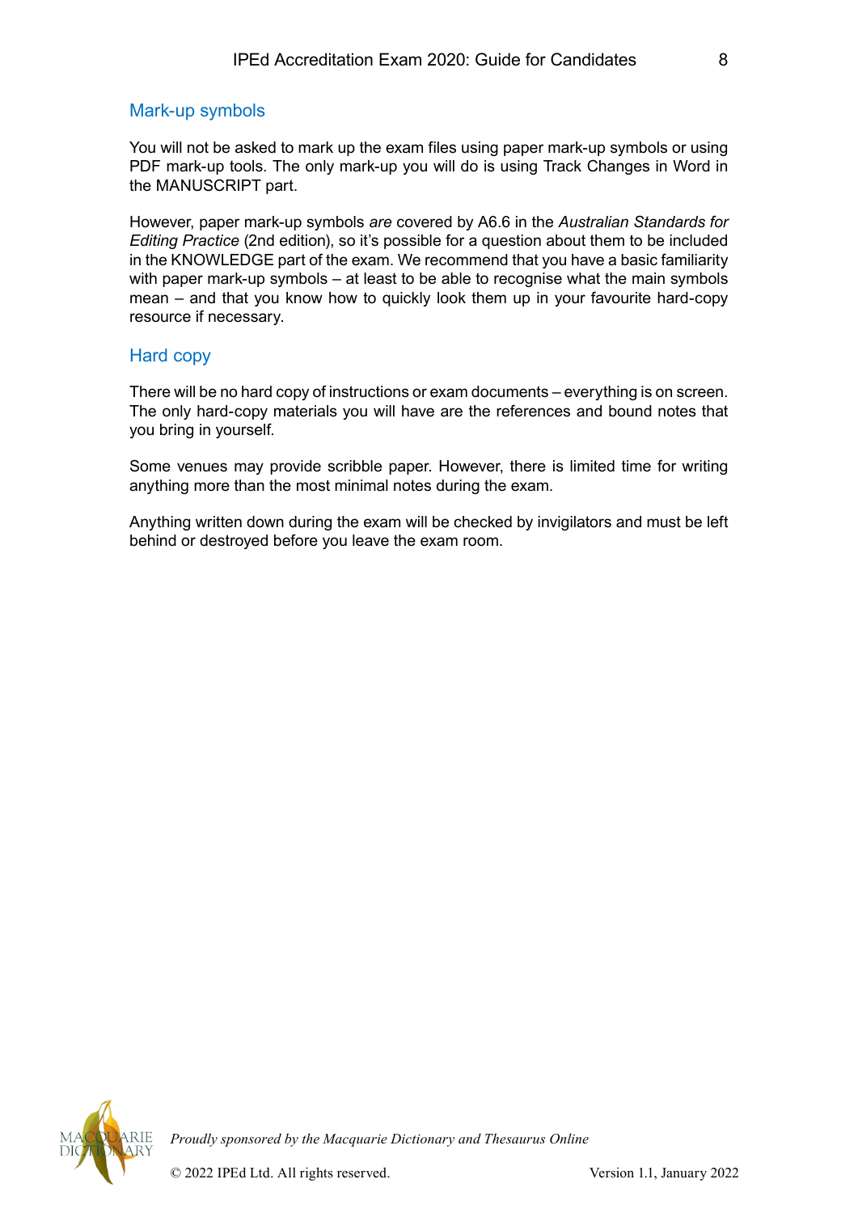## Mark-up symbols

You will not be asked to mark up the exam files using paper mark-up symbols or using PDF mark-up tools. The only mark-up you will do is using Track Changes in Word in the MANUSCRIPT part.

However, paper mark-up symbols *are* covered by A6.6 in the *Australian Standards for Editing Practice* (2nd edition), so it's possible for a question about them to be included in the KNOWLEDGE part of the exam. We recommend that you have a basic familiarity with paper mark-up symbols – at least to be able to recognise what the main symbols mean – and that you know how to quickly look them up in your favourite hard-copy resource if necessary.

## Hard copy

There will be no hard copy of instructions or exam documents – everything is on screen. The only hard-copy materials you will have are the references and bound notes that you bring in yourself.

Some venues may provide scribble paper. However, there is limited time for writing anything more than the most minimal notes during the exam.

Anything written down during the exam will be checked by invigilators and must be left behind or destroyed before you leave the exam room.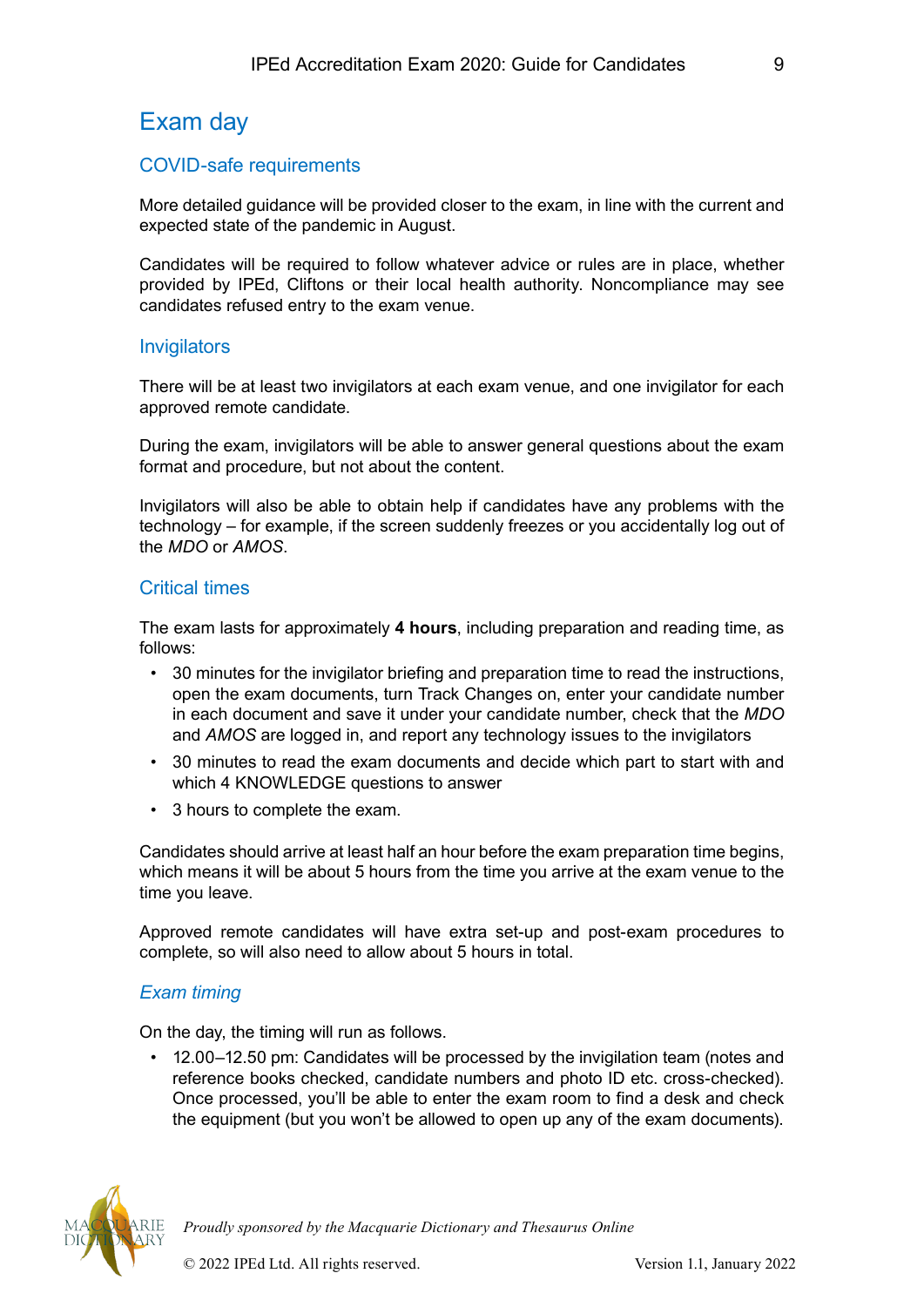# Exam day

## COVID-safe requirements

More detailed guidance will be provided closer to the exam, in line with the current and expected state of the pandemic in August.

Candidates will be required to follow whatever advice or rules are in place, whether provided by IPEd, Cliftons or their local health authority. Noncompliance may see candidates refused entry to the exam venue.

## Invigilators

There will be at least two invigilators at each exam venue, and one invigilator for each approved remote candidate.

During the exam, invigilators will be able to answer general questions about the exam format and procedure, but not about the content.

Invigilators will also be able to obtain help if candidates have any problems with the technology – for example, if the screen suddenly freezes or you accidentally log out of the *MDO* or *AMOS*.

## Critical times

The exam lasts for approximately **4 hours**, including preparation and reading time, as follows:

- 30 minutes for the invigilator briefing and preparation time to read the instructions, open the exam documents, turn Track Changes on, enter your candidate number in each document and save it under your candidate number, check that the *MDO* and *AMOS* are logged in, and report any technology issues to the invigilators
- 30 minutes to read the exam documents and decide which part to start with and which 4 KNOWLEDGE questions to answer
- 3 hours to complete the exam.

Candidates should arrive at least half an hour before the exam preparation time begins, which means it will be about 5 hours from the time you arrive at the exam venue to the time you leave.

Approved remote candidates will have extra set-up and post-exam procedures to complete, so will also need to allow about 5 hours in total.

### *Exam timing*

On the day, the timing will run as follows.

- 12.00–12.50 pm: Candidates will be processed by the invigilation team (notes and reference books checked, candidate numbers and photo ID etc. cross-checked). Once processed, you'll be able to enter the exam room to find a desk and check the equipment (but you won't be allowed to open up any of the exam documents).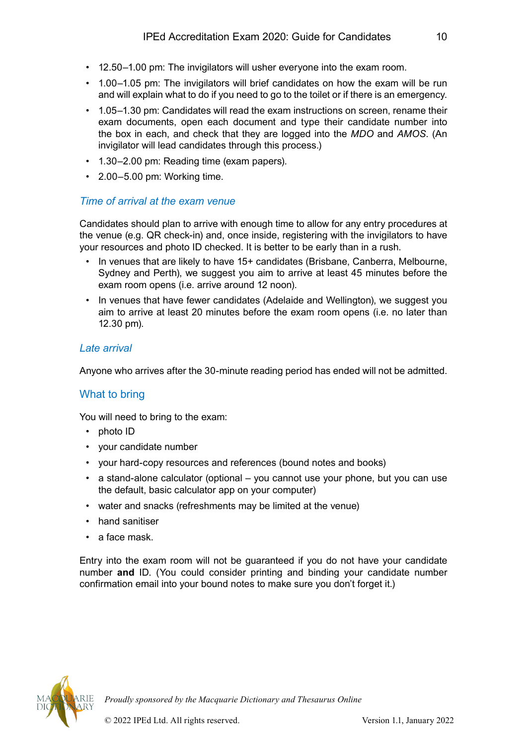- 12.50–1.00 pm: The invigilators will usher everyone into the exam room.
- 1.00–1.05 pm: The invigilators will brief candidates on how the exam will be run and will explain what to do if you need to go to the toilet or if there is an emergency.
- 1.05–1.30 pm: Candidates will read the exam instructions on screen, rename their exam documents, open each document and type their candidate number into the box in each, and check that they are logged into the *MDO* and *AMOS*. (An invigilator will lead candidates through this process.)
- 1.30–2.00 pm: Reading time (exam papers).
- 2.00–5.00 pm: Working time.

### *Time of arrival at the exam venue*

Candidates should plan to arrive with enough time to allow for any entry procedures at the venue (e.g. QR check-in) and, once inside, registering with the invigilators to have your resources and photo ID checked. It is better to be early than in a rush.

- In venues that are likely to have 15+ candidates (Brisbane, Canberra, Melbourne, Sydney and Perth), we suggest you aim to arrive at least 45 minutes before the exam room opens (i.e. arrive around 12 noon).
- In venues that have fewer candidates (Adelaide and Wellington), we suggest you aim to arrive at least 20 minutes before the exam room opens (i.e. no later than 12.30 pm).

### *Late arrival*

Anyone who arrives after the 30-minute reading period has ended will not be admitted.

## What to bring

You will need to bring to the exam:

- photo ID
- your candidate number
- your hard-copy resources and references (bound notes and books)
- a stand-alone calculator (optional – you cannot use your phone, but you can use the default, basic calculator app on your computer)
- water and snacks (refreshments may be limited at the venue)
- hand sanitiser
- a face mask.

Entry into the exam room will not be guaranteed if you do not have your candidate number **and** ID. (You could consider printing and binding your candidate number confirmation email into your bound notes to make sure you don't forget it.)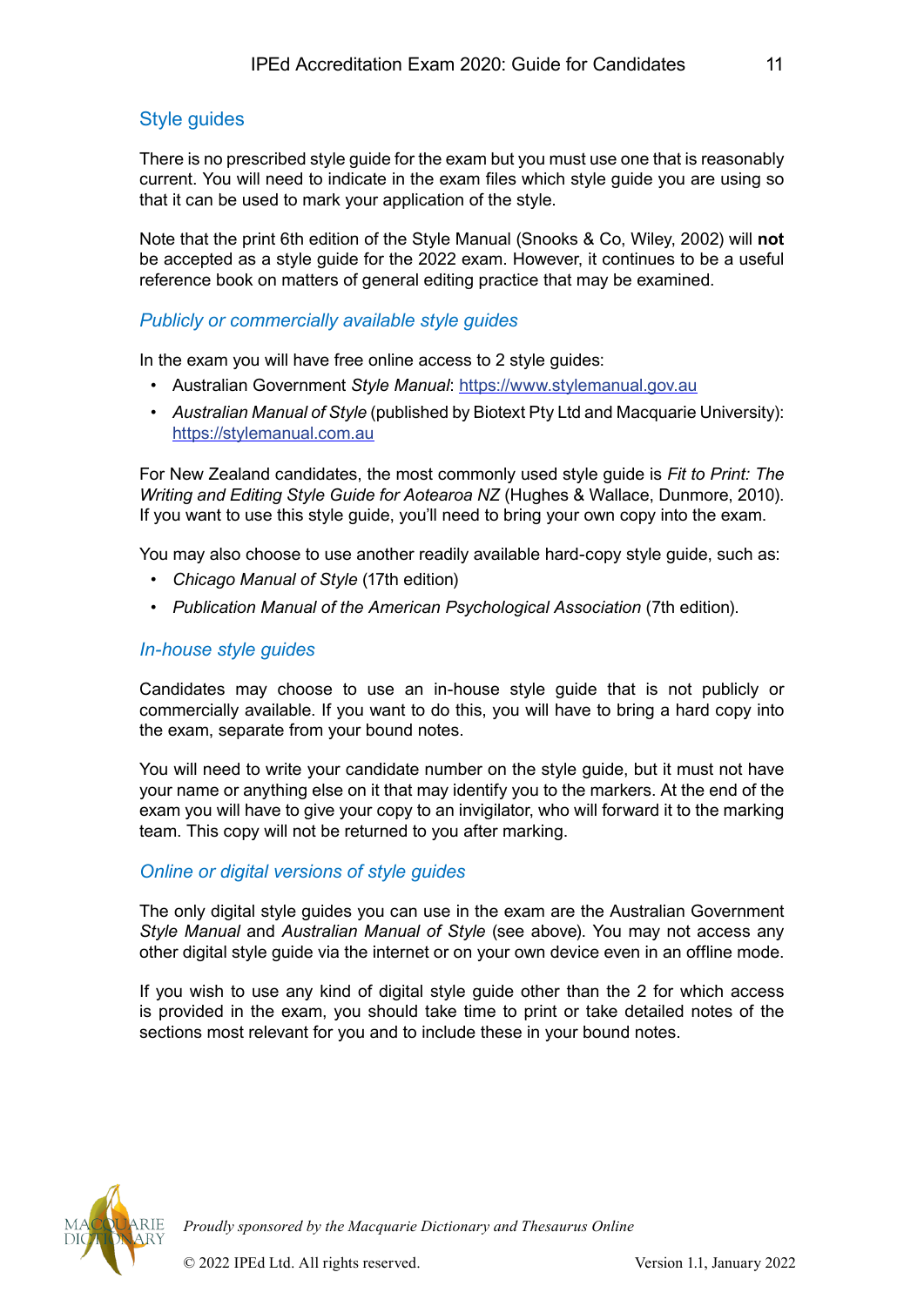## Style guides

There is no prescribed style guide for the exam but you must use one that is reasonably current. You will need to indicate in the exam files which style guide you are using so that it can be used to mark your application of the style.

Note that the print 6th edition of the Style Manual (Snooks & Co, Wiley, 2002) will **not** be accepted as a style guide for the 2022 exam. However, it continues to be a useful reference book on matters of general editing practice that may be examined.

### *Publicly or commercially available style guides*

In the exam you will have free online access to 2 style guides:

- Australian Government *Style Manual*: https://www.stylemanual.gov.au
- *Australian Manual of Style* (published by Biotext Pty Ltd and Macquarie University): https://stylemanual.com.au

For New Zealand candidates, the most commonly used style guide is *Fit to Print: The Writing and Editing Style Guide for Aotearoa NZ* (Hughes & Wallace, Dunmore, 2010). If you want to use this style guide, you'll need to bring your own copy into the exam.

You may also choose to use another readily available hard-copy style guide, such as:

- *Chicago Manual of Style* (17th edition)
- *Publication Manual of the American Psychological Association* (7th edition).

### *In-house style guides*

Candidates may choose to use an in-house style guide that is not publicly or commercially available. If you want to do this, you will have to bring a hard copy into the exam, separate from your bound notes.

You will need to write your candidate number on the style guide, but it must not have your name or anything else on it that may identify you to the markers. At the end of the exam you will have to give your copy to an invigilator, who will forward it to the marking team. This copy will not be returned to you after marking.

### *Online or digital versions of style guides*

The only digital style guides you can use in the exam are the Australian Government *Style Manual* and *Australian Manual of Style* (see above). You may not access any other digital style guide via the internet or on your own device even in an offline mode.

If you wish to use any kind of digital style guide other than the 2 for which access is provided in the exam, you should take time to print or take detailed notes of the sections most relevant for you and to include these in your bound notes.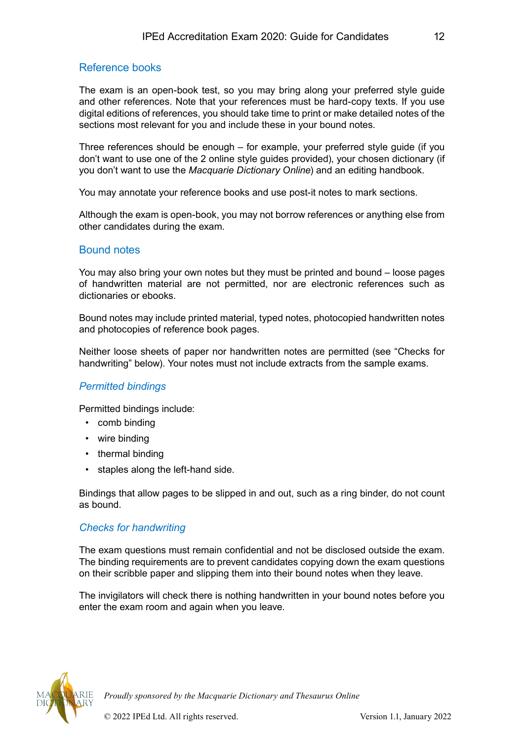## Reference books

The exam is an open-book test, so you may bring along your preferred style guide and other references. Note that your references must be hard-copy texts. If you use digital editions of references, you should take time to print or make detailed notes of the sections most relevant for you and include these in your bound notes.

Three references should be enough – for example, your preferred style guide (if you don't want to use one of the 2 online style guides provided), your chosen dictionary (if you don't want to use the *Macquarie Dictionary Online*) and an editing handbook.

You may annotate your reference books and use post-it notes to mark sections.

Although the exam is open-book, you may not borrow references or anything else from other candidates during the exam.

## Bound notes

You may also bring your own notes but they must be printed and bound – loose pages of handwritten material are not permitted, nor are electronic references such as dictionaries or ebooks.

Bound notes may include printed material, typed notes, photocopied handwritten notes and photocopies of reference book pages.

Neither loose sheets of paper nor handwritten notes are permitted (see "Checks for handwriting" below). Your notes must not include extracts from the sample exams.

### *Permitted bindings*

Permitted bindings include:

- comb binding
- wire binding
- thermal binding
- staples along the left-hand side.

Bindings that allow pages to be slipped in and out, such as a ring binder, do not count as bound.

### *Checks for handwriting*

The exam questions must remain confidential and not be disclosed outside the exam. The binding requirements are to prevent candidates copying down the exam questions on their scribble paper and slipping them into their bound notes when they leave.

The invigilators will check there is nothing handwritten in your bound notes before you enter the exam room and again when you leave.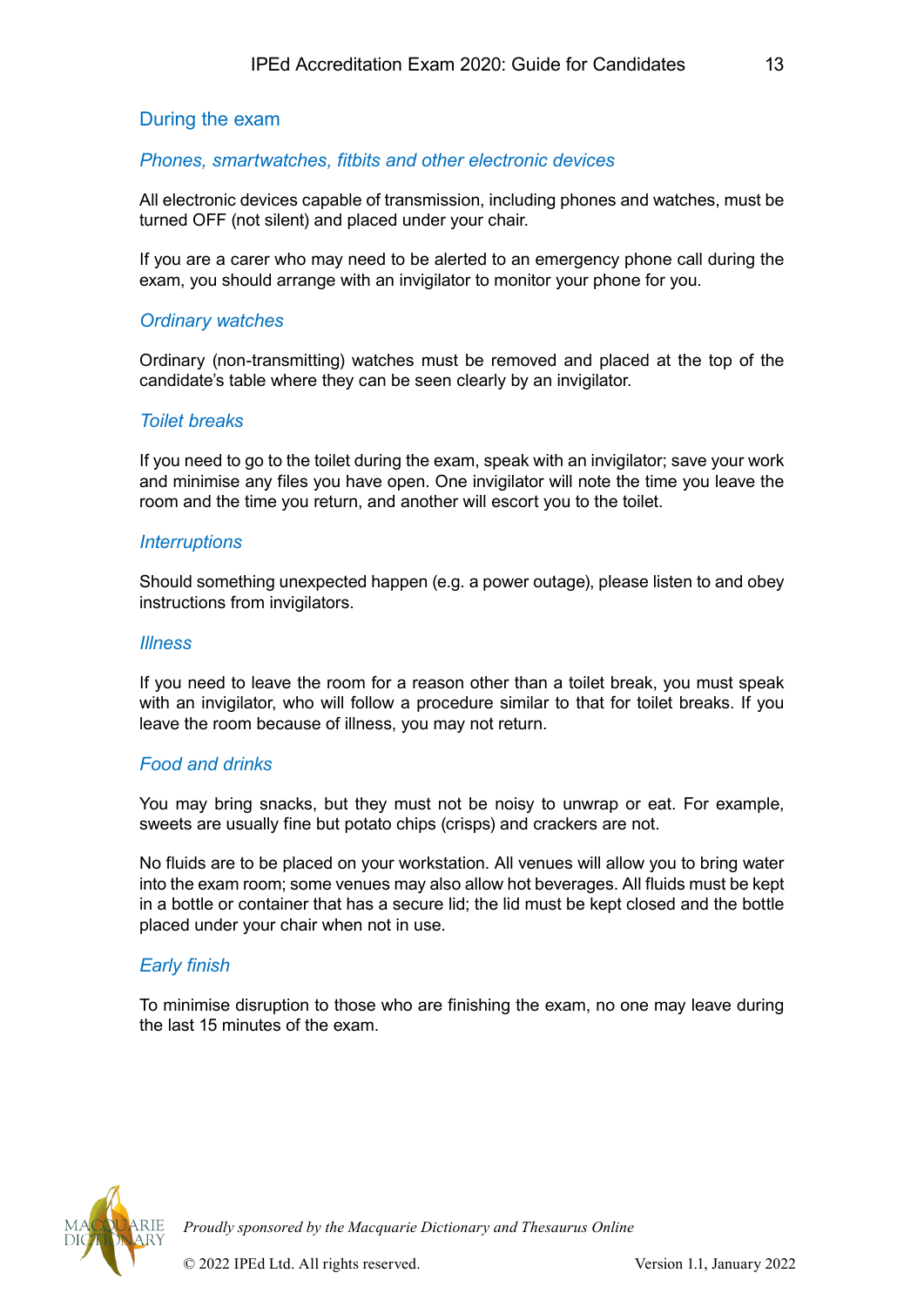## During the exam

### *Phones, smartwatches, fitbits and other electronic devices*

All electronic devices capable of transmission, including phones and watches, must be turned OFF (not silent) and placed under your chair.

If you are a carer who may need to be alerted to an emergency phone call during the exam, you should arrange with an invigilator to monitor your phone for you.

### *Ordinary watches*

Ordinary (non-transmitting) watches must be removed and placed at the top of the candidate's table where they can be seen clearly by an invigilator.

### *Toilet breaks*

If you need to go to the toilet during the exam, speak with an invigilator; save your work and minimise any files you have open. One invigilator will note the time you leave the room and the time you return, and another will escort you to the toilet.

### *Interruptions*

Should something unexpected happen (e.g. a power outage), please listen to and obey instructions from invigilators.

### *Illness*

If you need to leave the room for a reason other than a toilet break, you must speak with an invigilator, who will follow a procedure similar to that for toilet breaks. If you leave the room because of illness, you may not return.

### *Food and drinks*

You may bring snacks, but they must not be noisy to unwrap or eat. For example, sweets are usually fine but potato chips (crisps) and crackers are not.

No fluids are to be placed on your workstation. All venues will allow you to bring water into the exam room; some venues may also allow hot beverages. All fluids must be kept in a bottle or container that has a secure lid; the lid must be kept closed and the bottle placed under your chair when not in use.

### *Early finish*

To minimise disruption to those who are finishing the exam, no one may leave during the last 15 minutes of the exam.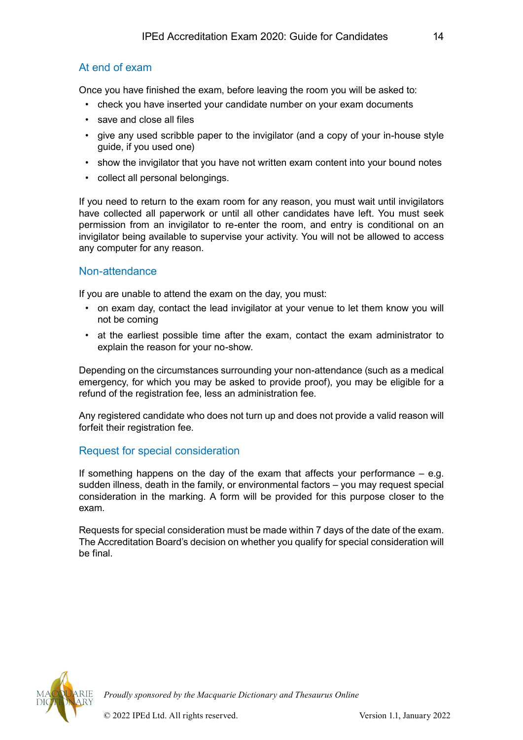## At end of exam

Once you have finished the exam, before leaving the room you will be asked to:

- check you have inserted your candidate number on your exam documents
- save and close all files
- give any used scribble paper to the invigilator (and a copy of your in-house style guide, if you used one)
- show the invigilator that you have not written exam content into your bound notes
- collect all personal belongings.

If you need to return to the exam room for any reason, you must wait until invigilators have collected all paperwork or until all other candidates have left. You must seek permission from an invigilator to re-enter the room, and entry is conditional on an invigilator being available to supervise your activity. You will not be allowed to access any computer for any reason.

## Non-attendance

If you are unable to attend the exam on the day, you must:

- on exam day, contact the lead invigilator at your venue to let them know you will not be coming
- at the earliest possible time after the exam, contact the exam administrator to explain the reason for your no-show.

Depending on the circumstances surrounding your non-attendance (such as a medical emergency, for which you may be asked to provide proof), you may be eligible for a refund of the registration fee, less an administration fee.

Any registered candidate who does not turn up and does not provide a valid reason will forfeit their registration fee.

## Request for special consideration

If something happens on the day of the exam that affects your performance – e.g. sudden illness, death in the family, or environmental factors – you may request special consideration in the marking. A form will be provided for this purpose closer to the exam.

Requests for special consideration must be made within 7 days of the date of the exam. The Accreditation Board's decision on whether you qualify for special consideration will be final.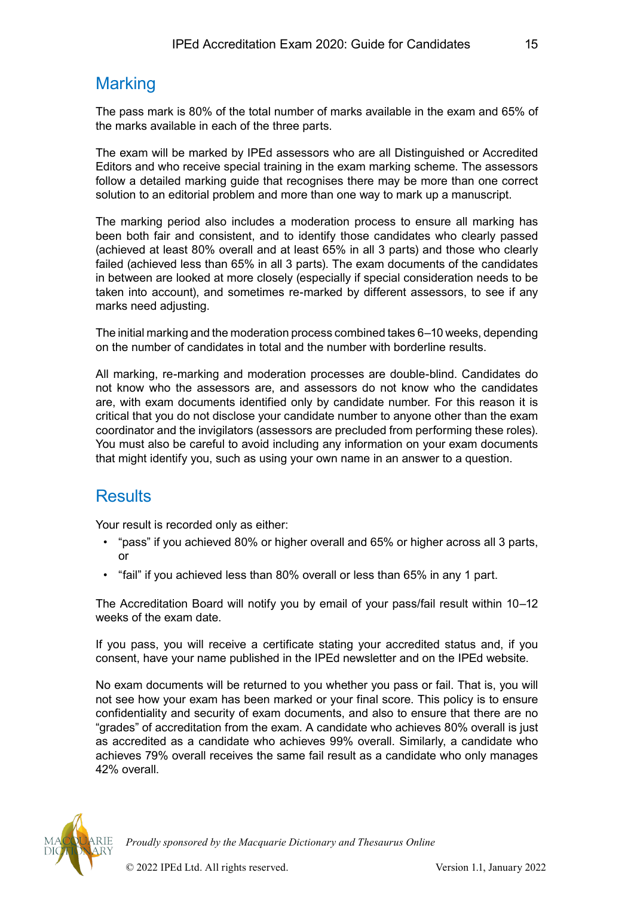## Marking

The pass mark is 80% of the total number of marks available in the exam and 65% of the marks available in each of the three parts.

The exam will be marked by IPEd assessors who are all Distinguished or Accredited Editors and who receive special training in the exam marking scheme. The assessors follow a detailed marking guide that recognises there may be more than one correct solution to an editorial problem and more than one way to mark up a manuscript.

The marking period also includes a moderation process to ensure all marking has been both fair and consistent, and to identify those candidates who clearly passed (achieved at least 80% overall and at least 65% in all 3 parts) and those who clearly failed (achieved less than 65% in all 3 parts). The exam documents of the candidates in between are looked at more closely (especially if special consideration needs to be taken into account), and sometimes re-marked by different assessors, to see if any marks need adjusting.

The initial marking and the moderation process combined takes 6–10 weeks, depending on the number of candidates in total and the number with borderline results.

All marking, re-marking and moderation processes are double-blind. Candidates do not know who the assessors are, and assessors do not know who the candidates are, with exam documents identified only by candidate number. For this reason it is critical that you do not disclose your candidate number to anyone other than the exam coordinator and the invigilators (assessors are precluded from performing these roles). You must also be careful to avoid including any information on your exam documents that might identify you, such as using your own name in an answer to a question.

## Results

Your result is recorded only as either:

- "pass" if you achieved 80% or higher overall and 65% or higher across all 3 parts, or
- "fail" if you achieved less than 80% overall or less than 65% in any 1 part.

The Accreditation Board will notify you by email of your pass/fail result within 10–12 weeks of the exam date.

If you pass, you will receive a certificate stating your accredited status and, if you consent, have your name published in the IPEd newsletter and on the IPEd website.

No exam documents will be returned to you whether you pass or fail. That is, you will not see how your exam has been marked or your final score. This policy is to ensure confidentiality and security of exam documents, and also to ensure that there are no "grades" of accreditation from the exam. A candidate who achieves 80% overall is just as accredited as a candidate who achieves 99% overall. Similarly, a candidate who achieves 79% overall receives the same fail result as a candidate who only manages 42% overall.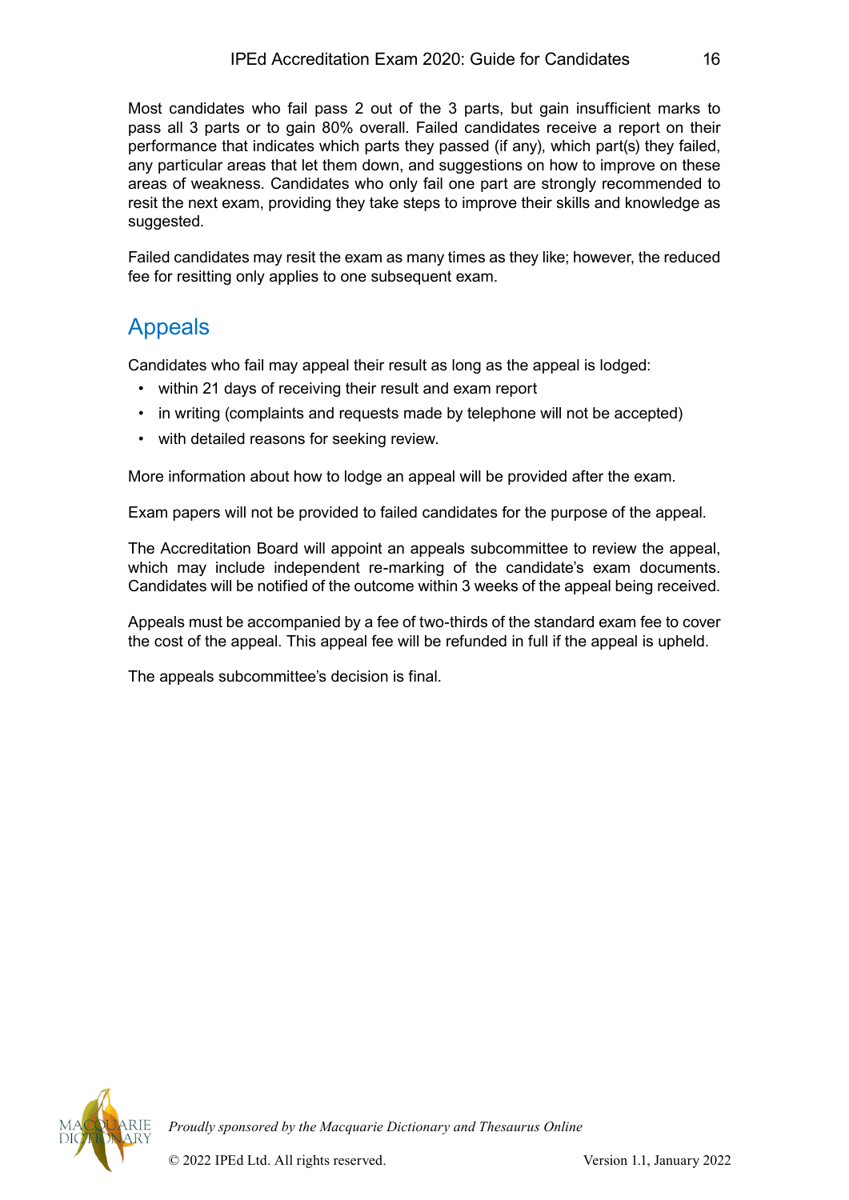Most candidates who fail pass 2 out of the 3 parts, but gain insufficient marks to pass all 3 parts or to gain 80% overall. Failed candidates receive a report on their performance that indicates which parts they passed (if any), which part(s) they failed, any particular areas that let them down, and suggestions on how to improve on these areas of weakness. Candidates who only fail one part are strongly recommended to resit the next exam, providing they take steps to improve their skills and knowledge as suggested.

Failed candidates may resit the exam as many times as they like; however, the reduced fee for resitting only applies to one subsequent exam.

## Appeals

Candidates who fail may appeal their result as long as the appeal is lodged:

- within 21 days of receiving their result and exam report
- in writing (complaints and requests made by telephone will not be accepted)
- with detailed reasons for seeking review.

More information about how to lodge an appeal will be provided after the exam.

Exam papers will not be provided to failed candidates for the purpose of the appeal.

The Accreditation Board will appoint an appeals subcommittee to review the appeal, which may include independent re-marking of the candidate's exam documents. Candidates will be notified of the outcome within 3 weeks of the appeal being received.

Appeals must be accompanied by a fee of two-thirds of the standard exam fee to cover the cost of the appeal. This appeal fee will be refunded in full if the appeal is upheld.

The appeals subcommittee's decision is final.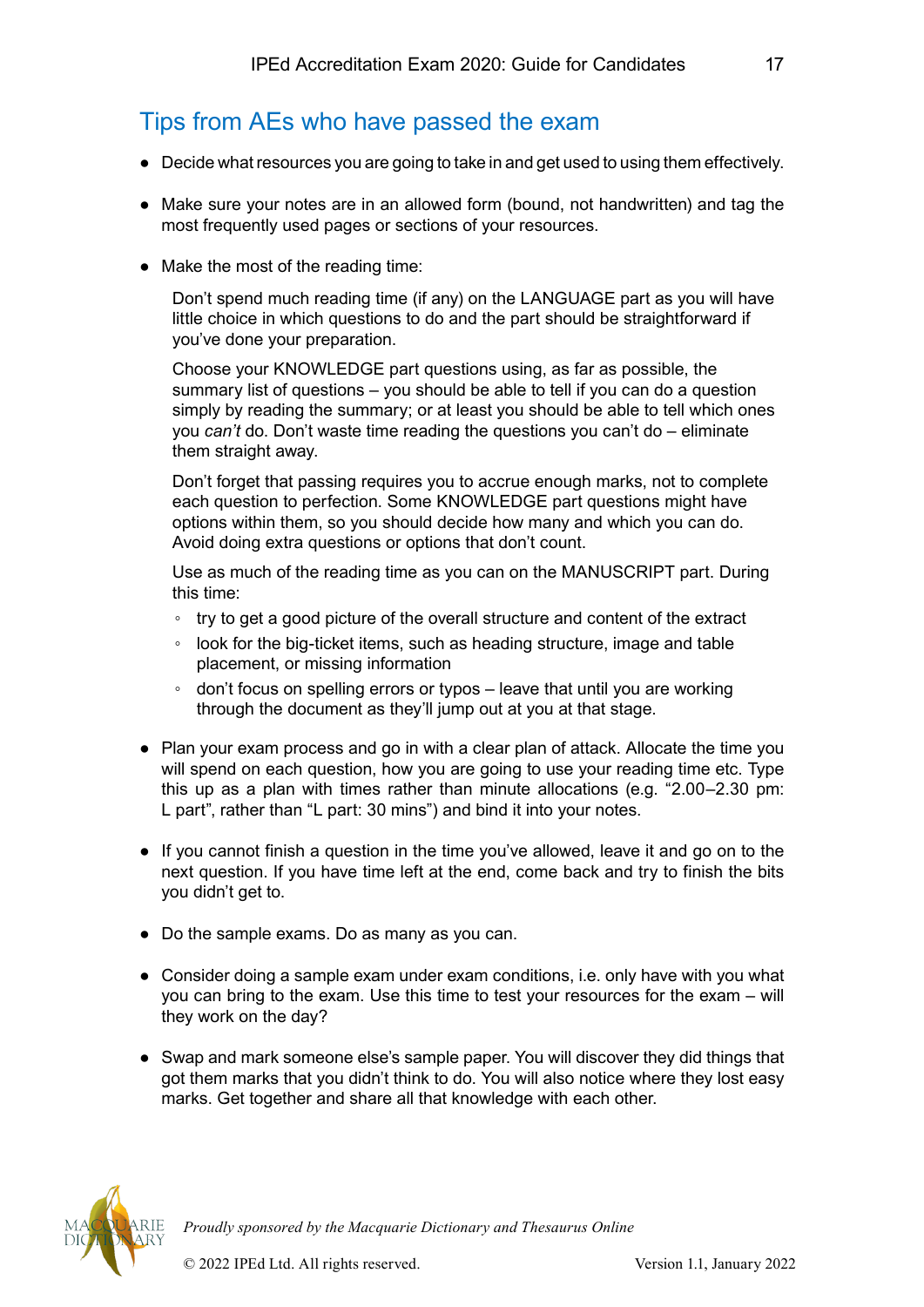## Tips from AEs who have passed the exam

- Decide what resources you are going to take in and get used to using them effectively.

- Make sure your notes are in an allowed form (bound, not handwritten) and tag the most frequently used pages or sections of your resources.

- Make the most of the reading time:

  Don't spend much reading time (if any) on the LANGUAGE part as you will have little choice in which questions to do and the part should be straightforward if you've done your preparation.

  Choose your KNOWLEDGE part questions using, as far as possible, the summary list of questions – you should be able to tell if you can do a question simply by reading the summary; or at least you should be able to tell which ones you *can't* do. Don't waste time reading the questions you can't do – eliminate them straight away.

  Don't forget that passing requires you to accrue enough marks, not to complete each question to perfection. Some KNOWLEDGE part questions might have options within them, so you should decide how many and which you can do. Avoid doing extra questions or options that don't count.

  Use as much of the reading time as you can on the MANUSCRIPT part. During this time:

  - try to get a good picture of the overall structure and content of the extract
  - look for the big-ticket items, such as heading structure, image and table placement, or missing information
  - don't focus on spelling errors or typos – leave that until you are working through the document as they'll jump out at you at that stage.

- Plan your exam process and go in with a clear plan of attack. Allocate the time you will spend on each question, how you are going to use your reading time etc. Type this up as a plan with times rather than minute allocations (e.g. "2.00–2.30 pm: L part", rather than "L part: 30 mins") and bind it into your notes.

- If you cannot finish a question in the time you've allowed, leave it and go on to the next question. If you have time left at the end, come back and try to finish the bits you didn't get to.

- Do the sample exams. Do as many as you can.

- Consider doing a sample exam under exam conditions, i.e. only have with you what you can bring to the exam. Use this time to test your resources for the exam – will they work on the day?

- Swap and mark someone else's sample paper. You will discover they did things that got them marks that you didn't think to do. You will also notice where they lost easy marks. Get together and share all that knowledge with each other.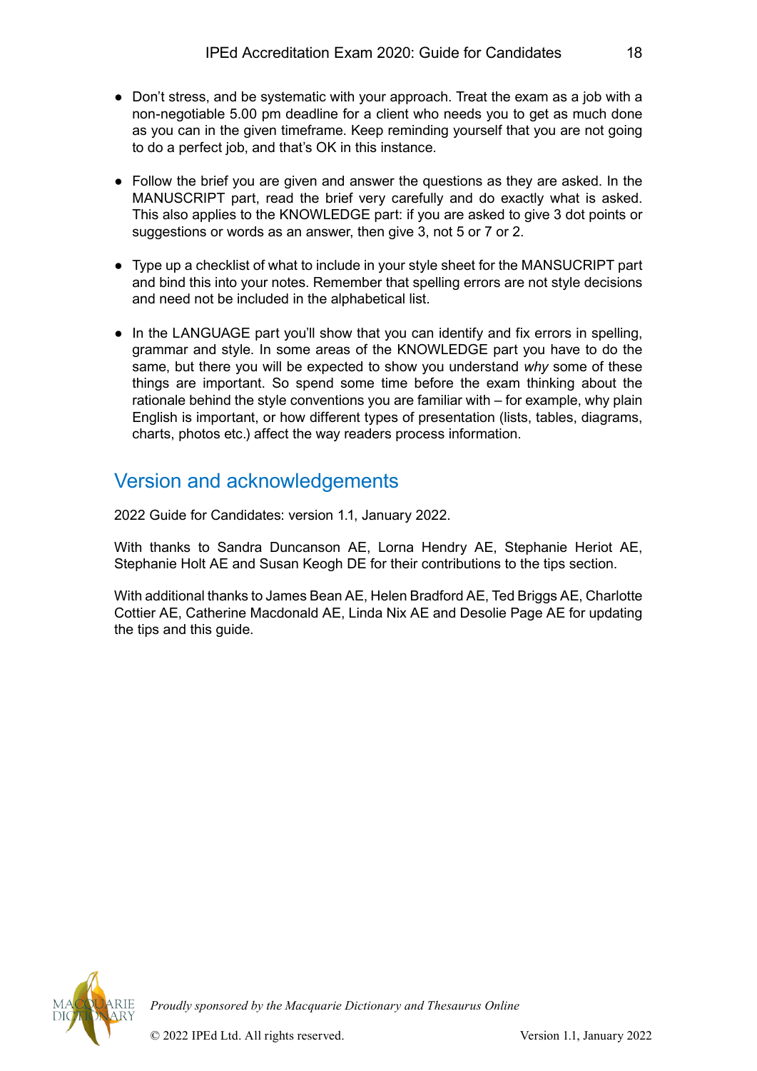- Don't stress, and be systematic with your approach. Treat the exam as a job with a non-negotiable 5.00 pm deadline for a client who needs you to get as much done as you can in the given timeframe. Keep reminding yourself that you are not going to do a perfect job, and that's OK in this instance.

- Follow the brief you are given and answer the questions as they are asked. In the MANUSCRIPT part, read the brief very carefully and do exactly what is asked. This also applies to the KNOWLEDGE part: if you are asked to give 3 dot points or suggestions or words as an answer, then give 3, not 5 or 7 or 2.

- Type up a checklist of what to include in your style sheet for the MANSUCRIPT part and bind this into your notes. Remember that spelling errors are not style decisions and need not be included in the alphabetical list.

- In the LANGUAGE part you'll show that you can identify and fix errors in spelling, grammar and style. In some areas of the KNOWLEDGE part you have to do the same, but there you will be expected to show you understand *why* some of these things are important. So spend some time before the exam thinking about the rationale behind the style conventions you are familiar with – for example, why plain English is important, or how different types of presentation (lists, tables, diagrams, charts, photos etc.) affect the way readers process information.

## Version and acknowledgements

2022 Guide for Candidates: version 1.1, January 2022.

With thanks to Sandra Duncanson AE, Lorna Hendry AE, Stephanie Heriot AE, Stephanie Holt AE and Susan Keogh DE for their contributions to the tips section.

With additional thanks to James Bean AE, Helen Bradford AE, Ted Briggs AE, Charlotte Cottier AE, Catherine Macdonald AE, Linda Nix AE and Desolie Page AE for updating the tips and this guide.

*Proudly sponsored by the Macquarie Dictionary and Thesaurus Online*

© 2022 IPEd Ltd. All rights reserved.